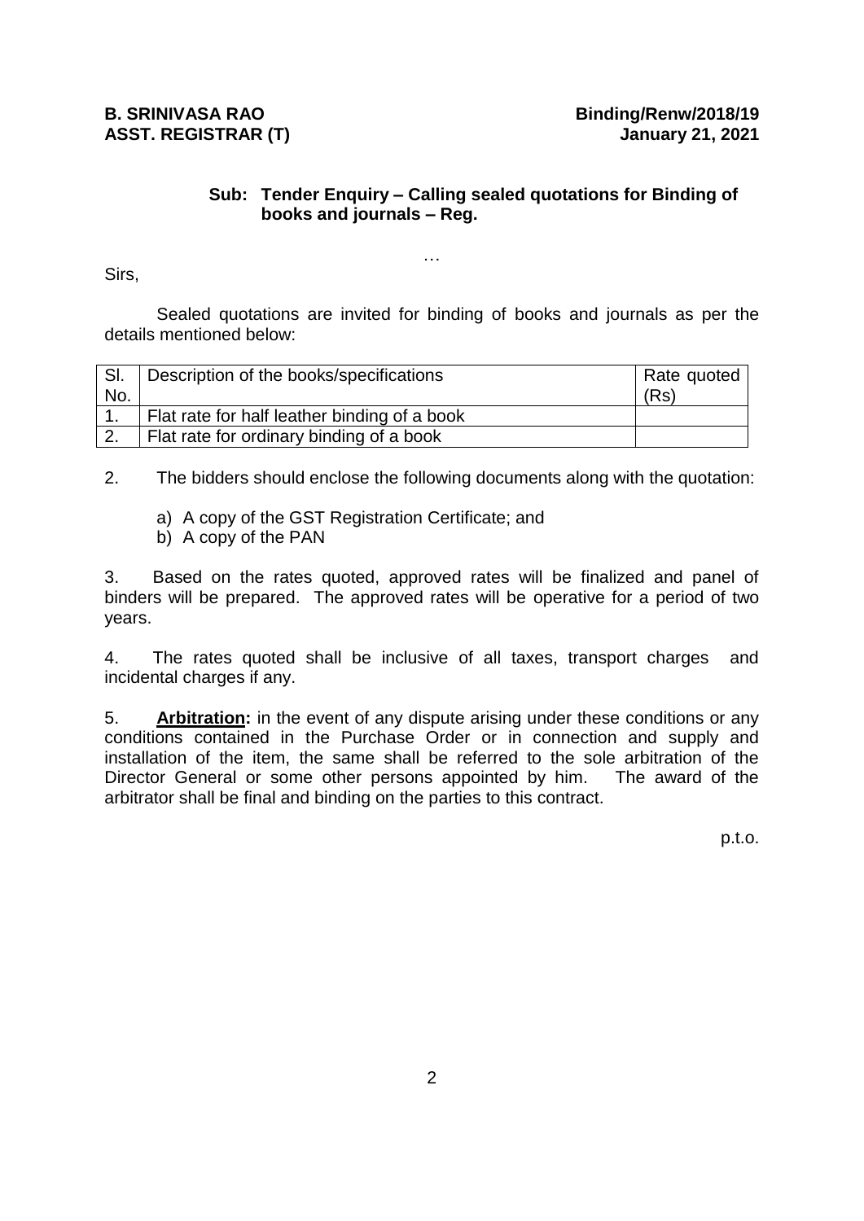**B. SRINIVASA RAO**
**ASST. REGISTRAR (T)**

**Binding/Renw/2018/19**
**January 21, 2021**

**Sub: Tender Enquiry – Calling sealed quotations for Binding of books and journals – Reg.**

…

Sirs,

Sealed quotations are invited for binding of books and journals as per the details mentioned below:

| Sl. No. | Description of the books/specifications | Rate quoted (Rs) |
|---|---|---|
| 1. | Flat rate for half leather binding of a book | |
| 2. | Flat rate for ordinary binding of a book | |

2. The bidders should enclose the following documents along with the quotation:

   a) A copy of the GST Registration Certificate; and
   b) A copy of the PAN

3. Based on the rates quoted, approved rates will be finalized and panel of binders will be prepared. The approved rates will be operative for a period of two years.

4. The rates quoted shall be inclusive of all taxes, transport charges and incidental charges if any.

5. **Arbitration:** in the event of any dispute arising under these conditions or any conditions contained in the Purchase Order or in connection and supply and installation of the item, the same shall be referred to the sole arbitration of the Director General or some other persons appointed by him. The award of the arbitrator shall be final and binding on the parties to this contract.

p.t.o.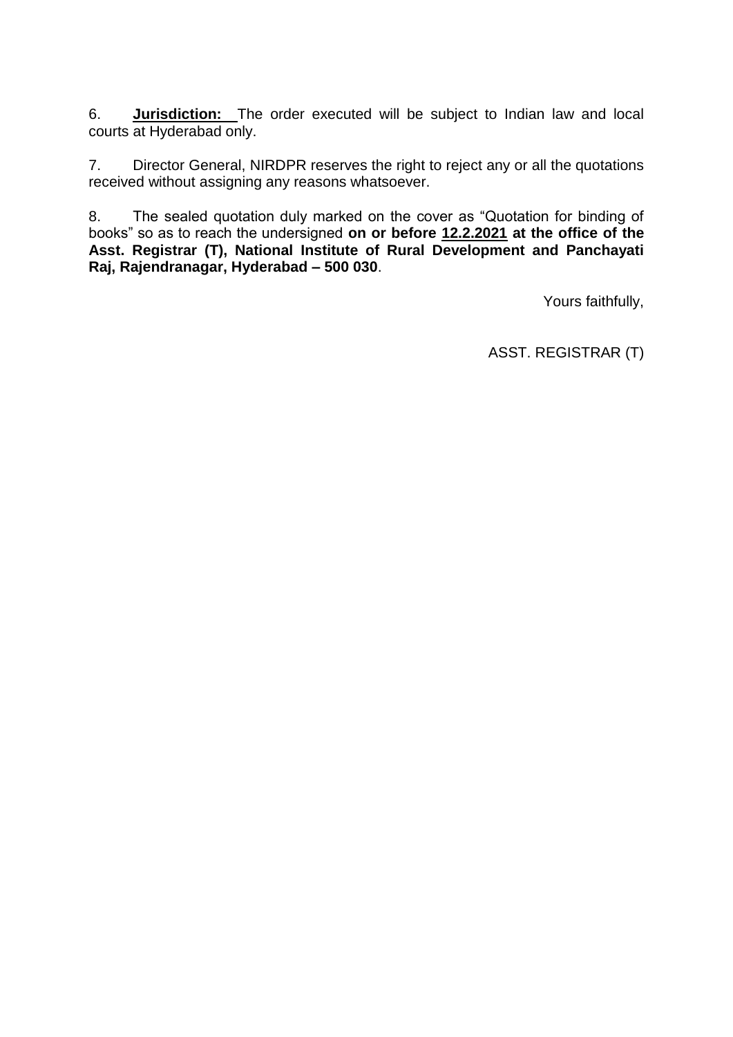6. **Jurisdiction:** The order executed will be subject to Indian law and local courts at Hyderabad only.

7. Director General, NIRDPR reserves the right to reject any or all the quotations received without assigning any reasons whatsoever.

8. The sealed quotation duly marked on the cover as "Quotation for binding of books" so as to reach the undersigned **on or before 12.2.2021 at the office of the Asst. Registrar (T), National Institute of Rural Development and Panchayati Raj, Rajendranagar, Hyderabad – 500 030**.

Yours faithfully,

ASST. REGISTRAR (T)